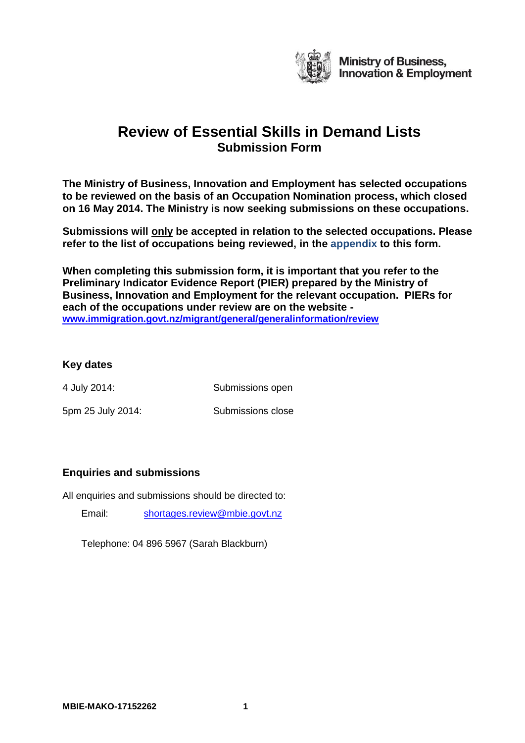Ministry of Business, Innovation & Employment

# Review of Essential Skills in Demand Lists

## Submission Form

**The Ministry of Business, Innovation and Employment has selected occupations to be reviewed on the basis of an Occupation Nomination process, which closed on 16 May 2014. The Ministry is now seeking submissions on these occupations.**

**Submissions will only be accepted in relation to the selected occupations. Please refer to the list of occupations being reviewed, in the appendix to this form.**

**When completing this submission form, it is important that you refer to the Preliminary Indicator Evidence Report (PIER) prepared by the Ministry of Business, Innovation and Employment for the relevant occupation. PIERs for each of the occupations under review are on the website - www.immigration.govt.nz/migrant/general/generalinformation/review**

### Key dates

| | |
|---|---|
| 4 July 2014: | Submissions open |
| 5pm 25 July 2014: | Submissions close |

### Enquiries and submissions

All enquiries and submissions should be directed to:

Email: shortages.review@mbie.govt.nz

Telephone: 04 896 5967 (Sarah Blackburn)

MBIE-MAKO-17152262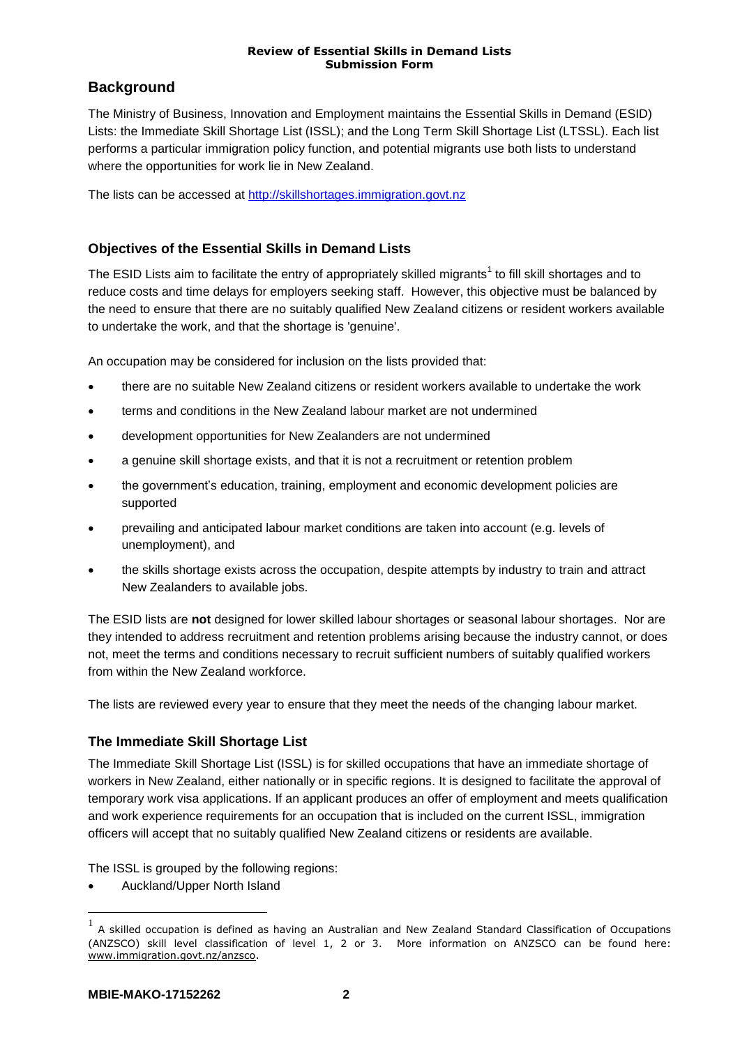## Background

The Ministry of Business, Innovation and Employment maintains the Essential Skills in Demand (ESID) Lists: the Immediate Skill Shortage List (ISSL); and the Long Term Skill Shortage List (LTSSL). Each list performs a particular immigration policy function, and potential migrants use both lists to understand where the opportunities for work lie in New Zealand.

The lists can be accessed at http://skillshortages.immigration.govt.nz

### Objectives of the Essential Skills in Demand Lists

The ESID Lists aim to facilitate the entry of appropriately skilled migrants[1] to fill skill shortages and to reduce costs and time delays for employers seeking staff. However, this objective must be balanced by the need to ensure that there are no suitably qualified New Zealand citizens or resident workers available to undertake the work, and that the shortage is 'genuine'.

An occupation may be considered for inclusion on the lists provided that:

- there are no suitable New Zealand citizens or resident workers available to undertake the work
- terms and conditions in the New Zealand labour market are not undermined
- development opportunities for New Zealanders are not undermined
- a genuine skill shortage exists, and that it is not a recruitment or retention problem
- the government's education, training, employment and economic development policies are supported
- prevailing and anticipated labour market conditions are taken into account (e.g. levels of unemployment), and
- the skills shortage exists across the occupation, despite attempts by industry to train and attract New Zealanders to available jobs.

The ESID lists are **not** designed for lower skilled labour shortages or seasonal labour shortages. Nor are they intended to address recruitment and retention problems arising because the industry cannot, or does not, meet the terms and conditions necessary to recruit sufficient numbers of suitably qualified workers from within the New Zealand workforce.

The lists are reviewed every year to ensure that they meet the needs of the changing labour market.

### The Immediate Skill Shortage List

The Immediate Skill Shortage List (ISSL) is for skilled occupations that have an immediate shortage of workers in New Zealand, either nationally or in specific regions. It is designed to facilitate the approval of temporary work visa applications. If an applicant produces an offer of employment and meets qualification and work experience requirements for an occupation that is included on the current ISSL, immigration officers will accept that no suitably qualified New Zealand citizens or residents are available.

The ISSL is grouped by the following regions:

- Auckland/Upper North Island

[1] A skilled occupation is defined as having an Australian and New Zealand Standard Classification of Occupations (ANZSCO) skill level classification of level 1, 2 or 3. More information on ANZSCO can be found here: www.immigration.govt.nz/anzsco.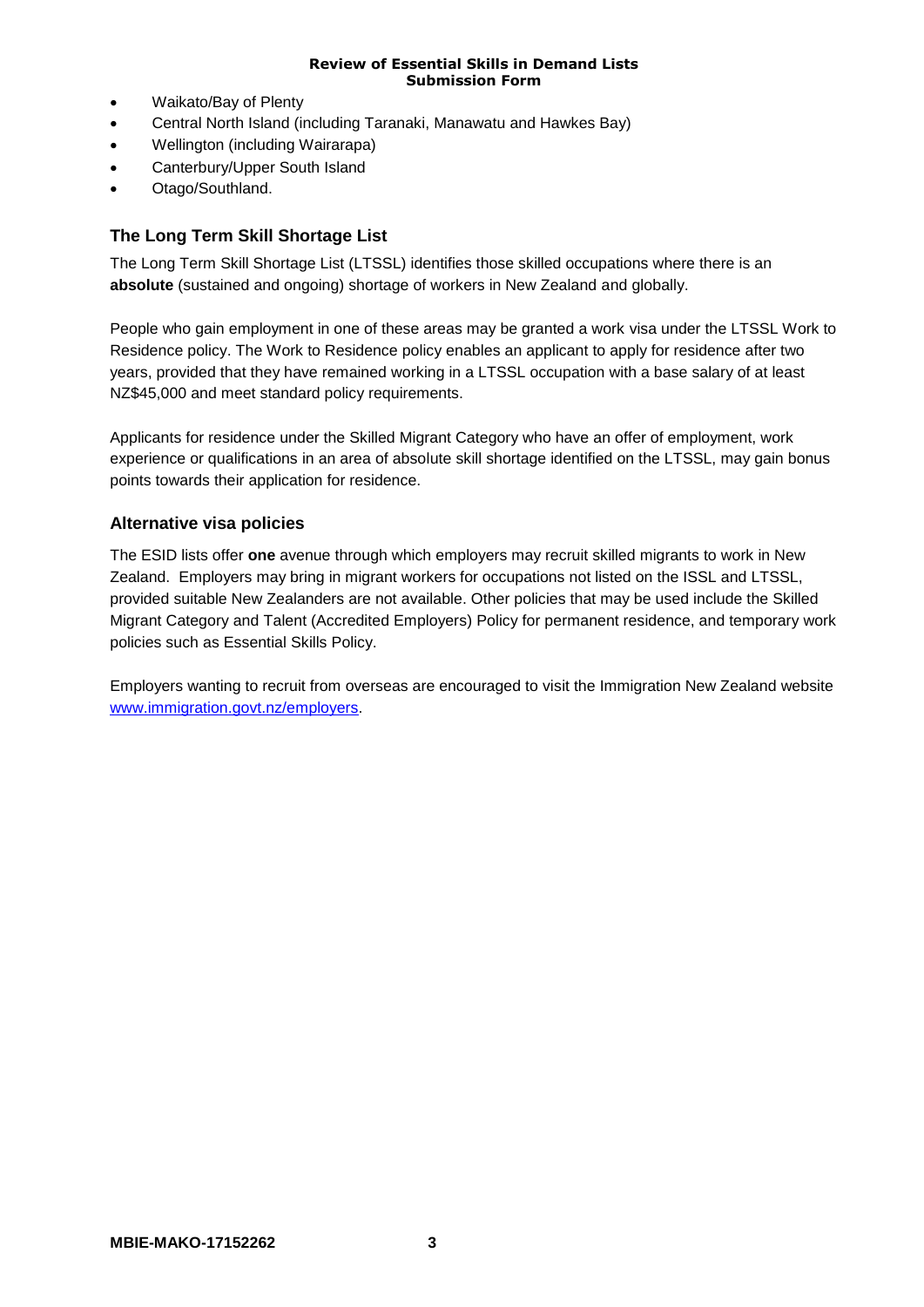- Waikato/Bay of Plenty
- Central North Island (including Taranaki, Manawatu and Hawkes Bay)
- Wellington (including Wairarapa)
- Canterbury/Upper South Island
- Otago/Southland.

### The Long Term Skill Shortage List

The Long Term Skill Shortage List (LTSSL) identifies those skilled occupations where there is an **absolute** (sustained and ongoing) shortage of workers in New Zealand and globally.

People who gain employment in one of these areas may be granted a work visa under the LTSSL Work to Residence policy. The Work to Residence policy enables an applicant to apply for residence after two years, provided that they have remained working in a LTSSL occupation with a base salary of at least NZ$45,000 and meet standard policy requirements.

Applicants for residence under the Skilled Migrant Category who have an offer of employment, work experience or qualifications in an area of absolute skill shortage identified on the LTSSL, may gain bonus points towards their application for residence.

### Alternative visa policies

The ESID lists offer **one** avenue through which employers may recruit skilled migrants to work in New Zealand. Employers may bring in migrant workers for occupations not listed on the ISSL and LTSSL, provided suitable New Zealanders are not available. Other policies that may be used include the Skilled Migrant Category and Talent (Accredited Employers) Policy for permanent residence, and temporary work policies such as Essential Skills Policy.

Employers wanting to recruit from overseas are encouraged to visit the Immigration New Zealand website [www.immigration.govt.nz/employers](http://www.immigration.govt.nz/employers).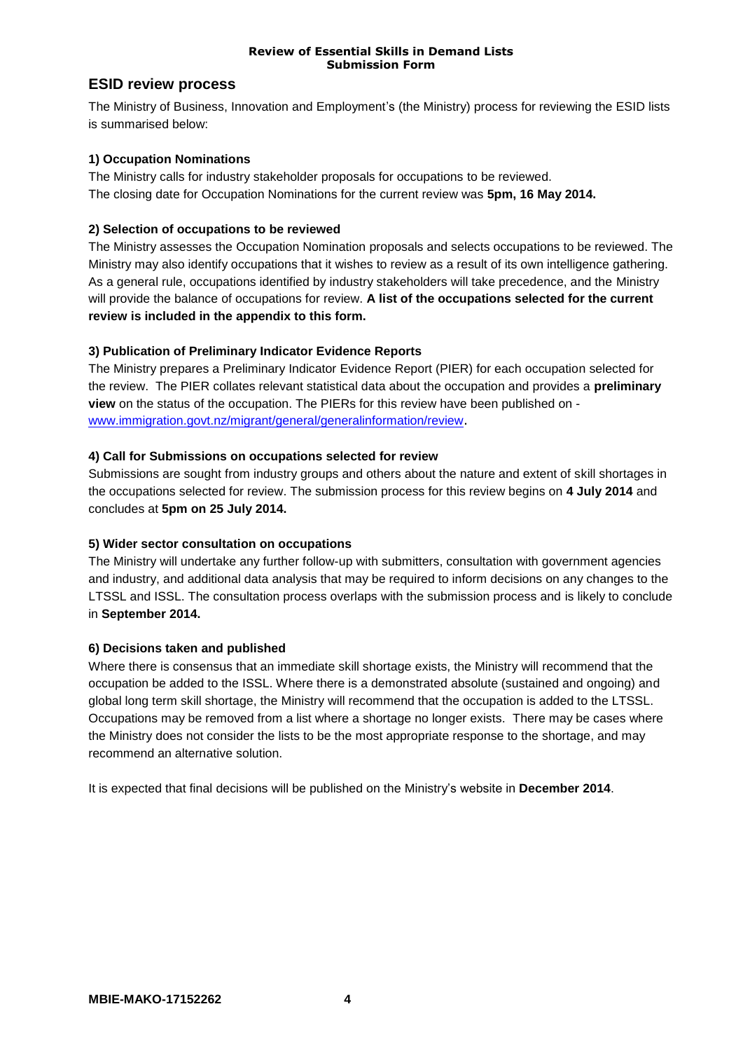## ESID review process

The Ministry of Business, Innovation and Employment's (the Ministry) process for reviewing the ESID lists is summarised below:

### 1) Occupation Nominations

The Ministry calls for industry stakeholder proposals for occupations to be reviewed.
The closing date for Occupation Nominations for the current review was **5pm, 16 May 2014.**

### 2) Selection of occupations to be reviewed

The Ministry assesses the Occupation Nomination proposals and selects occupations to be reviewed. The Ministry may also identify occupations that it wishes to review as a result of its own intelligence gathering. As a general rule, occupations identified by industry stakeholders will take precedence, and the Ministry will provide the balance of occupations for review. **A list of the occupations selected for the current review is included in the appendix to this form.**

### 3) Publication of Preliminary Indicator Evidence Reports

The Ministry prepares a Preliminary Indicator Evidence Report (PIER) for each occupation selected for the review. The PIER collates relevant statistical data about the occupation and provides a **preliminary view** on the status of the occupation. The PIERs for this review have been published on - www.immigration.govt.nz/migrant/general/generalinformation/review.

### 4) Call for Submissions on occupations selected for review

Submissions are sought from industry groups and others about the nature and extent of skill shortages in the occupations selected for review. The submission process for this review begins on **4 July 2014** and concludes at **5pm on 25 July 2014.**

### 5) Wider sector consultation on occupations

The Ministry will undertake any further follow-up with submitters, consultation with government agencies and industry, and additional data analysis that may be required to inform decisions on any changes to the LTSSL and ISSL. The consultation process overlaps with the submission process and is likely to conclude in **September 2014.**

### 6) Decisions taken and published

Where there is consensus that an immediate skill shortage exists, the Ministry will recommend that the occupation be added to the ISSL. Where there is a demonstrated absolute (sustained and ongoing) and global long term skill shortage, the Ministry will recommend that the occupation is added to the LTSSL. Occupations may be removed from a list where a shortage no longer exists. There may be cases where the Ministry does not consider the lists to be the most appropriate response to the shortage, and may recommend an alternative solution.

It is expected that final decisions will be published on the Ministry's website in **December 2014**.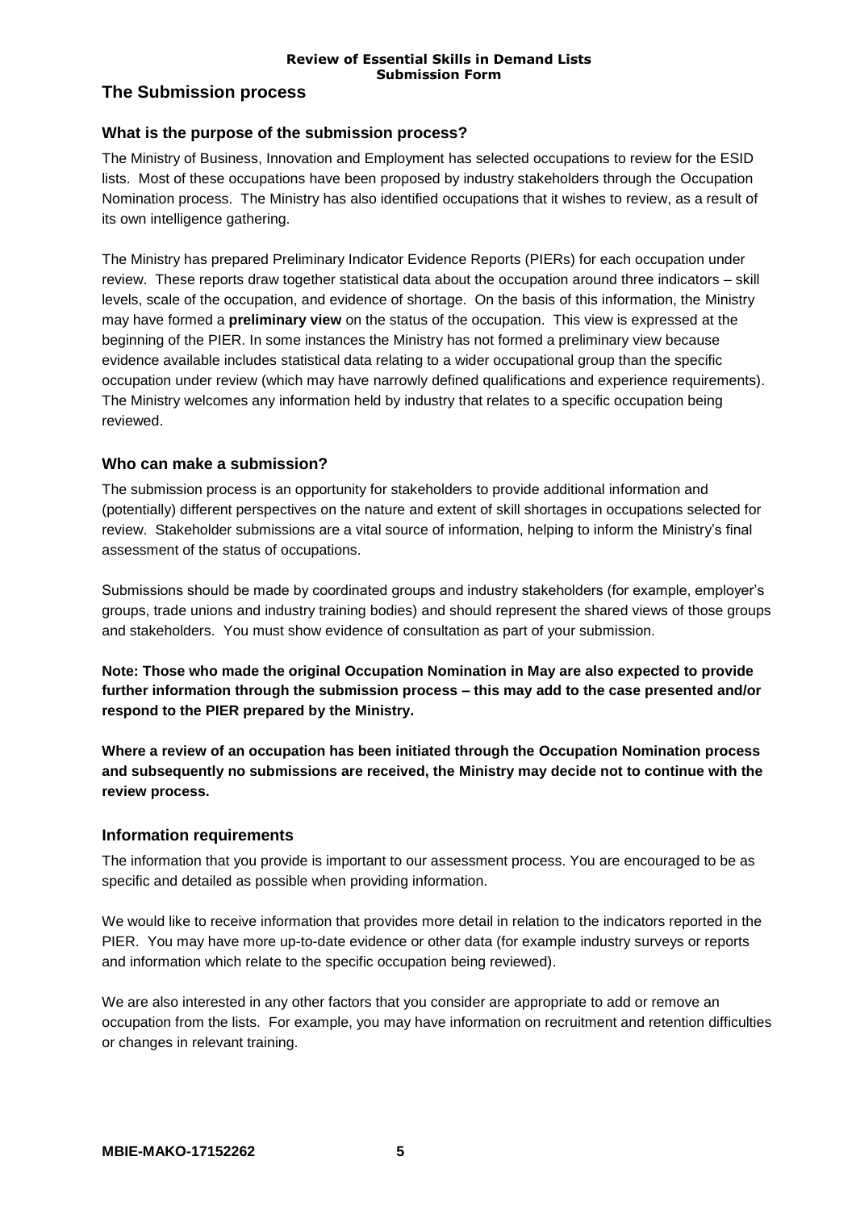## The Submission process

### What is the purpose of the submission process?

The Ministry of Business, Innovation and Employment has selected occupations to review for the ESID lists. Most of these occupations have been proposed by industry stakeholders through the Occupation Nomination process. The Ministry has also identified occupations that it wishes to review, as a result of its own intelligence gathering.

The Ministry has prepared Preliminary Indicator Evidence Reports (PIERs) for each occupation under review. These reports draw together statistical data about the occupation around three indicators – skill levels, scale of the occupation, and evidence of shortage. On the basis of this information, the Ministry may have formed a **preliminary view** on the status of the occupation. This view is expressed at the beginning of the PIER. In some instances the Ministry has not formed a preliminary view because evidence available includes statistical data relating to a wider occupational group than the specific occupation under review (which may have narrowly defined qualifications and experience requirements). The Ministry welcomes any information held by industry that relates to a specific occupation being reviewed.

### Who can make a submission?

The submission process is an opportunity for stakeholders to provide additional information and (potentially) different perspectives on the nature and extent of skill shortages in occupations selected for review. Stakeholder submissions are a vital source of information, helping to inform the Ministry's final assessment of the status of occupations.

Submissions should be made by coordinated groups and industry stakeholders (for example, employer's groups, trade unions and industry training bodies) and should represent the shared views of those groups and stakeholders. You must show evidence of consultation as part of your submission.

**Note: Those who made the original Occupation Nomination in May are also expected to provide further information through the submission process – this may add to the case presented and/or respond to the PIER prepared by the Ministry.**

**Where a review of an occupation has been initiated through the Occupation Nomination process and subsequently no submissions are received, the Ministry may decide not to continue with the review process.**

### Information requirements

The information that you provide is important to our assessment process. You are encouraged to be as specific and detailed as possible when providing information.

We would like to receive information that provides more detail in relation to the indicators reported in the PIER. You may have more up-to-date evidence or other data (for example industry surveys or reports and information which relate to the specific occupation being reviewed).

We are also interested in any other factors that you consider are appropriate to add or remove an occupation from the lists. For example, you may have information on recruitment and retention difficulties or changes in relevant training.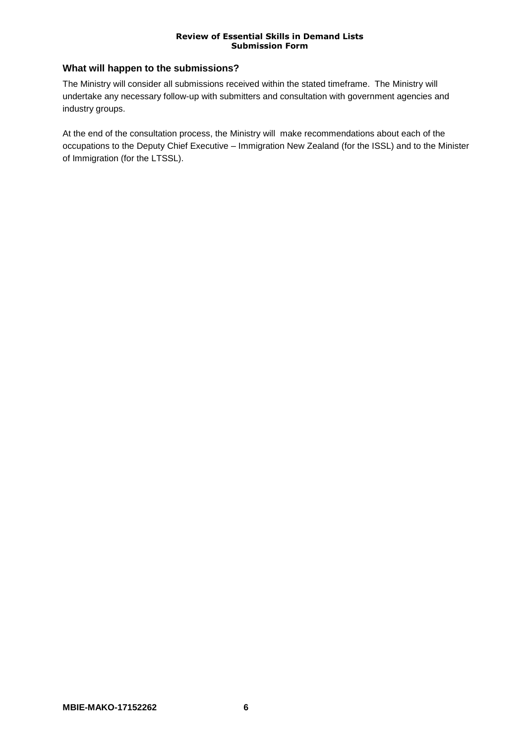## What will happen to the submissions?

The Ministry will consider all submissions received within the stated timeframe. The Ministry will undertake any necessary follow-up with submitters and consultation with government agencies and industry groups.

At the end of the consultation process, the Ministry will make recommendations about each of the occupations to the Deputy Chief Executive – Immigration New Zealand (for the ISSL) and to the Minister of Immigration (for the LTSSL).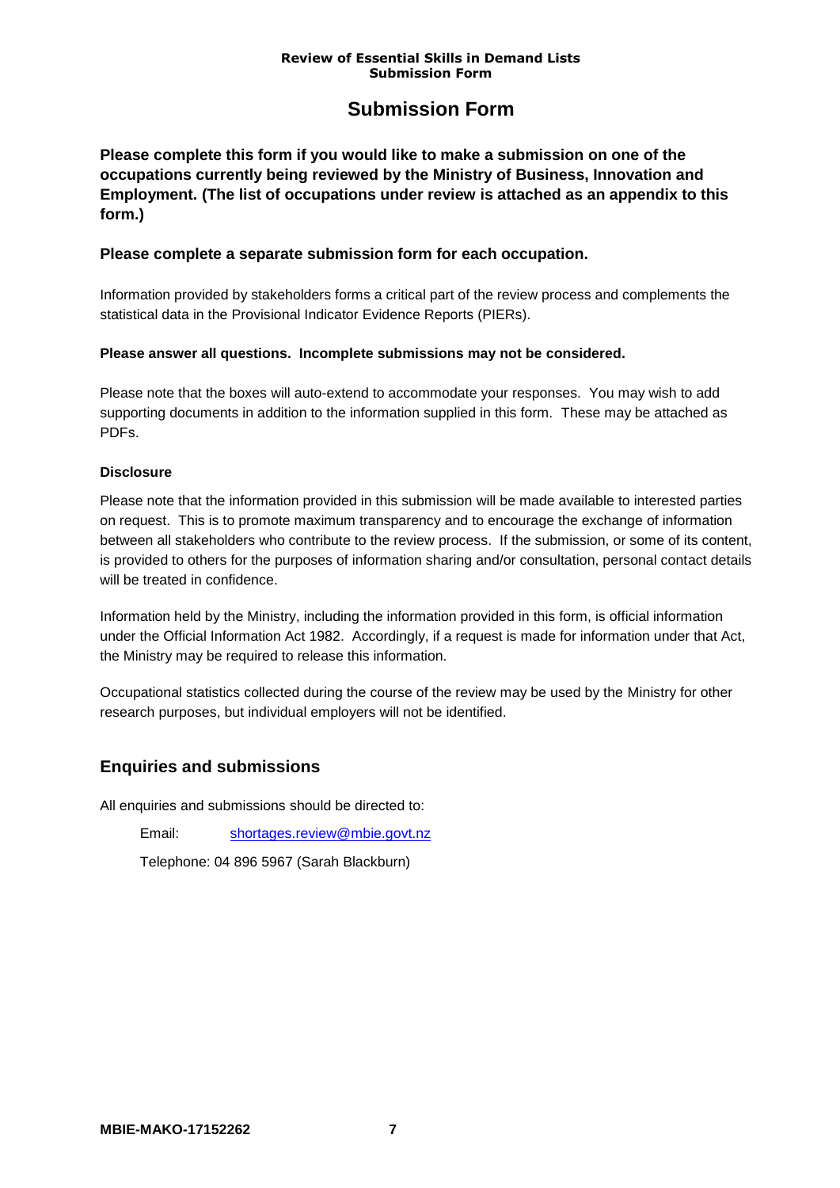# Submission Form

**Please complete this form if you would like to make a submission on one of the occupations currently being reviewed by the Ministry of Business, Innovation and Employment. (The list of occupations under review is attached as an appendix to this form.)**

**Please complete a separate submission form for each occupation.**

Information provided by stakeholders forms a critical part of the review process and complements the statistical data in the Provisional Indicator Evidence Reports (PIERs).

**Please answer all questions. Incomplete submissions may not be considered.**

Please note that the boxes will auto-extend to accommodate your responses. You may wish to add supporting documents in addition to the information supplied in this form. These may be attached as PDFs.

**Disclosure**

Please note that the information provided in this submission will be made available to interested parties on request. This is to promote maximum transparency and to encourage the exchange of information between all stakeholders who contribute to the review process. If the submission, or some of its content, is provided to others for the purposes of information sharing and/or consultation, personal contact details will be treated in confidence.

Information held by the Ministry, including the information provided in this form, is official information under the Official Information Act 1982. Accordingly, if a request is made for information under that Act, the Ministry may be required to release this information.

Occupational statistics collected during the course of the review may be used by the Ministry for other research purposes, but individual employers will not be identified.

## Enquiries and submissions

All enquiries and submissions should be directed to:

Email: shortages.review@mbie.govt.nz

Telephone: 04 896 5967 (Sarah Blackburn)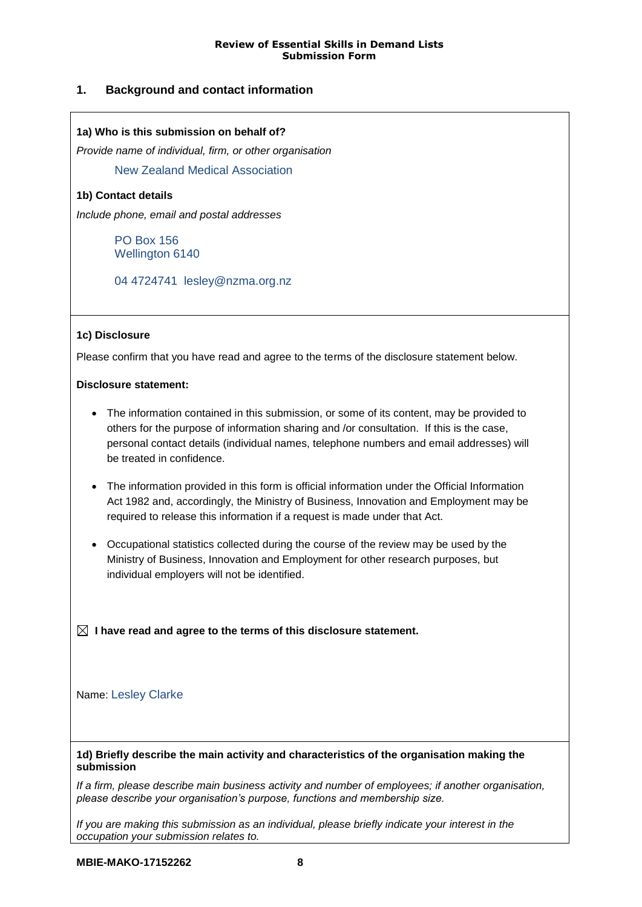**Review of Essential Skills in Demand Lists**
**Submission Form**

## 1. Background and contact information

**1a) Who is this submission on behalf of?**

*Provide name of individual, firm, or other organisation*

New Zealand Medical Association

**1b) Contact details**

*Include phone, email and postal addresses*

PO Box 156
Wellington 6140

04 4724741 lesley@nzma.org.nz

**1c) Disclosure**

Please confirm that you have read and agree to the terms of the disclosure statement below.

**Disclosure statement:**

- The information contained in this submission, or some of its content, may be provided to others for the purpose of information sharing and /or consultation. If this is the case, personal contact details (individual names, telephone numbers and email addresses) will be treated in confidence.
- The information provided in this form is official information under the Official Information Act 1982 and, accordingly, the Ministry of Business, Innovation and Employment may be required to release this information if a request is made under that Act.
- Occupational statistics collected during the course of the review may be used by the Ministry of Business, Innovation and Employment for other research purposes, but individual employers will not be identified.

☒ **I have read and agree to the terms of this disclosure statement.**

Name: Lesley Clarke

**1d) Briefly describe the main activity and characteristics of the organisation making the submission**

*If a firm, please describe main business activity and number of employees; if another organisation, please describe your organisation's purpose, functions and membership size.*

*If you are making this submission as an individual, please briefly indicate your interest in the occupation your submission relates to.*

**MBIE-MAKO-17152262**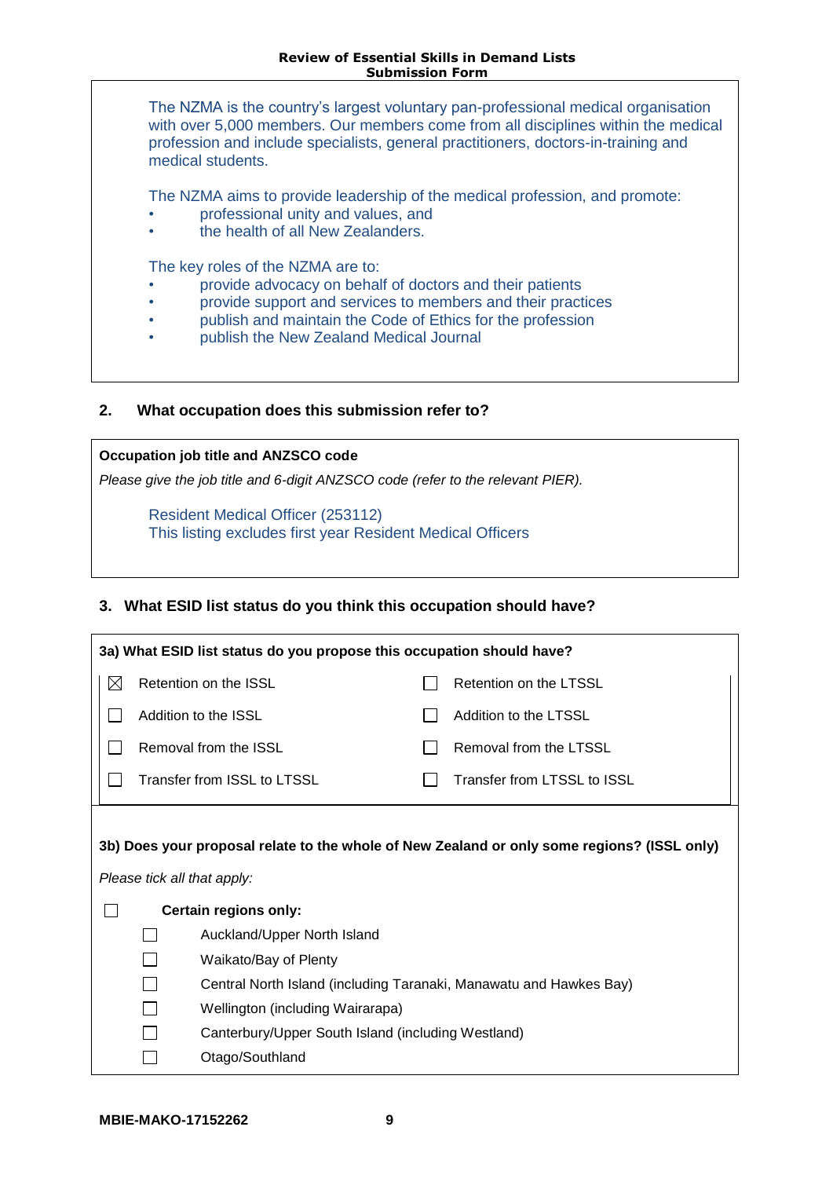The NZMA is the country's largest voluntary pan-professional medical organisation with over 5,000 members. Our members come from all disciplines within the medical profession and include specialists, general practitioners, doctors-in-training and medical students.

The NZMA aims to provide leadership of the medical profession, and promote:

- professional unity and values, and
- the health of all New Zealanders.

The key roles of the NZMA are to:

- provide advocacy on behalf of doctors and their patients
- provide support and services to members and their practices
- publish and maintain the Code of Ethics for the profession
- publish the New Zealand Medical Journal

## 2. What occupation does this submission refer to?

**Occupation job title and ANZSCO code**

*Please give the job title and 6-digit ANZSCO code (refer to the relevant PIER).*

Resident Medical Officer (253112)
This listing excludes first year Resident Medical Officers

## 3. What ESID list status do you think this occupation should have?

**3a) What ESID list status do you propose this occupation should have?**

| | |
|---|---|
| ☒ Retention on the ISSL | ☐ Retention on the LTSSL |
| ☐ Addition to the ISSL | ☐ Addition to the LTSSL |
| ☐ Removal from the ISSL | ☐ Removal from the LTSSL |
| ☐ Transfer from ISSL to LTSSL | ☐ Transfer from LTSSL to ISSL |

**3b) Does your proposal relate to the whole of New Zealand or only some regions? (ISSL only)**

*Please tick all that apply:*

☐ **Certain regions only:**

- ☐ Auckland/Upper North Island
- ☐ Waikato/Bay of Plenty
- ☐ Central North Island (including Taranaki, Manawatu and Hawkes Bay)
- ☐ Wellington (including Wairarapa)
- ☐ Canterbury/Upper South Island (including Westland)
- ☐ Otago/Southland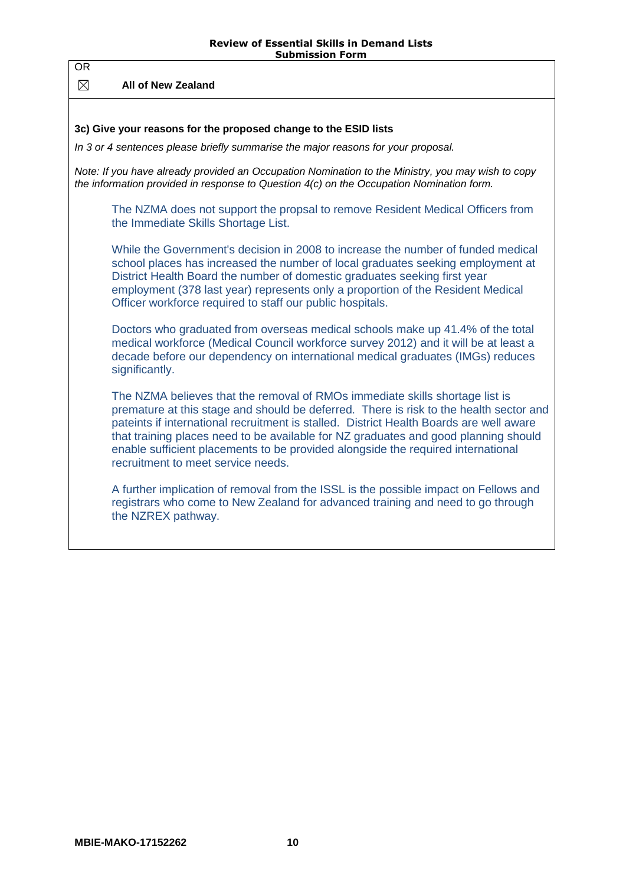OR

☒ **All of New Zealand**

**3c) Give your reasons for the proposed change to the ESID lists**

*In 3 or 4 sentences please briefly summarise the major reasons for your proposal.*

*Note: If you have already provided an Occupation Nomination to the Ministry, you may wish to copy the information provided in response to Question 4(c) on the Occupation Nomination form.*

The NZMA does not support the propsal to remove Resident Medical Officers from the Immediate Skills Shortage List.

While the Government's decision in 2008 to increase the number of funded medical school places has increased the number of local graduates seeking employment at District Health Board the number of domestic graduates seeking first year employment (378 last year) represents only a proportion of the Resident Medical Officer workforce required to staff our public hospitals.

Doctors who graduated from overseas medical schools make up 41.4% of the total medical workforce (Medical Council workforce survey 2012) and it will be at least a decade before our dependency on international medical graduates (IMGs) reduces significantly.

The NZMA believes that the removal of RMOs immediate skills shortage list is premature at this stage and should be deferred. There is risk to the health sector and pateints if international recruitment is stalled. District Health Boards are well aware that training places need to be available for NZ graduates and good planning should enable sufficient placements to be provided alongside the required international recruitment to meet service needs.

A further implication of removal from the ISSL is the possible impact on Fellows and registrars who come to New Zealand for advanced training and need to go through the NZREX pathway.

MBIE-MAKO-17152262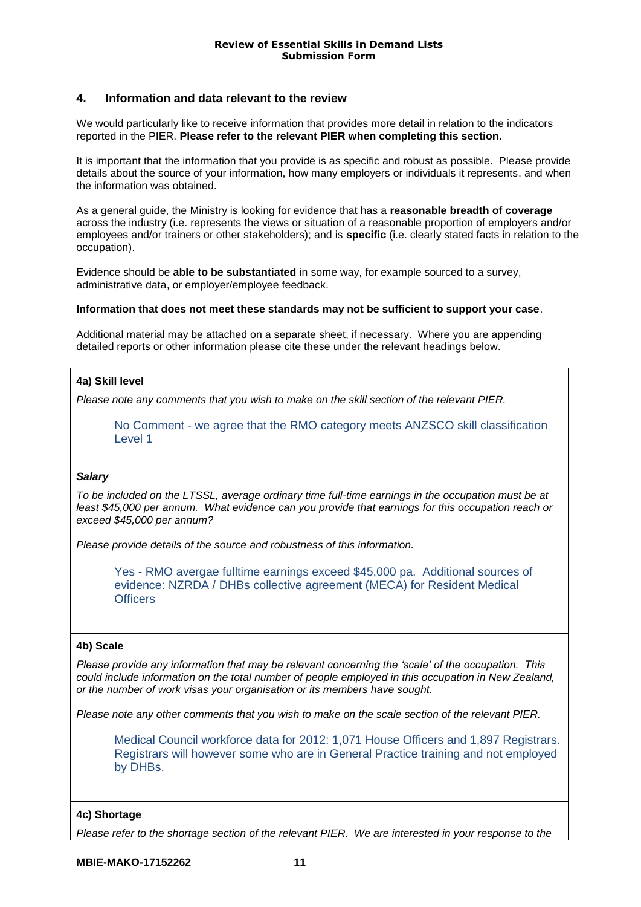## 4. Information and data relevant to the review

We would particularly like to receive information that provides more detail in relation to the indicators reported in the PIER. **Please refer to the relevant PIER when completing this section.**

It is important that the information that you provide is as specific and robust as possible. Please provide details about the source of your information, how many employers or individuals it represents, and when the information was obtained.

As a general guide, the Ministry is looking for evidence that has a **reasonable breadth of coverage** across the industry (i.e. represents the views or situation of a reasonable proportion of employers and/or employees and/or trainers or other stakeholders); and is **specific** (i.e. clearly stated facts in relation to the occupation).

Evidence should be **able to be substantiated** in some way, for example sourced to a survey, administrative data, or employer/employee feedback.

**Information that does not meet these standards may not be sufficient to support your case**.

Additional material may be attached on a separate sheet, if necessary. Where you are appending detailed reports or other information please cite these under the relevant headings below.

**4a) Skill level**

*Please note any comments that you wish to make on the skill section of the relevant PIER.*

No Comment - we agree that the RMO category meets ANZSCO skill classification Level 1

***Salary***

*To be included on the LTSSL, average ordinary time full-time earnings in the occupation must be at least $45,000 per annum. What evidence can you provide that earnings for this occupation reach or exceed $45,000 per annum?*

*Please provide details of the source and robustness of this information.*

Yes - RMO avergae fulltime earnings exceed $45,000 pa. Additional sources of evidence: NZRDA / DHBs collective agreement (MECA) for Resident Medical Officers

**4b) Scale**

*Please provide any information that may be relevant concerning the 'scale' of the occupation. This could include information on the total number of people employed in this occupation in New Zealand, or the number of work visas your organisation or its members have sought.*

*Please note any other comments that you wish to make on the scale section of the relevant PIER.*

Medical Council workforce data for 2012: 1,071 House Officers and 1,897 Registrars. Registrars will however some who are in General Practice training and not employed by DHBs.

**4c) Shortage**

*Please refer to the shortage section of the relevant PIER. We are interested in your response to the*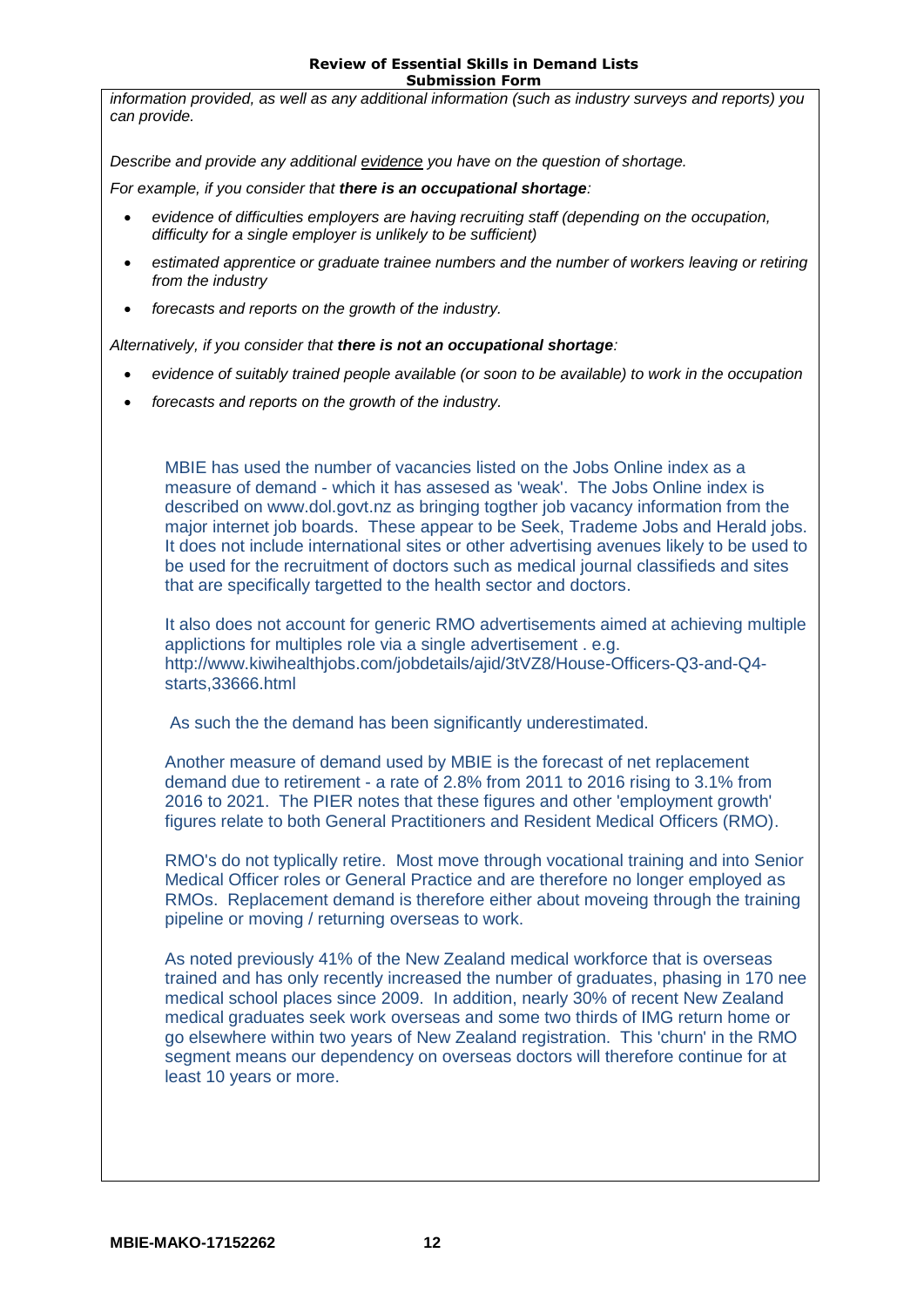*information provided, as well as any additional information (such as industry surveys and reports) you can provide.*

*Describe and provide any additional evidence you have on the question of shortage.*

*For example, if you consider that **there is an occupational shortage**:*

- *evidence of difficulties employers are having recruiting staff (depending on the occupation, difficulty for a single employer is unlikely to be sufficient)*
- *estimated apprentice or graduate trainee numbers and the number of workers leaving or retiring from the industry*
- *forecasts and reports on the growth of the industry.*

*Alternatively, if you consider that **there is not an occupational shortage**:*

- *evidence of suitably trained people available (or soon to be available) to work in the occupation*
- *forecasts and reports on the growth of the industry.*

MBIE has used the number of vacancies listed on the Jobs Online index as a measure of demand - which it has assesed as 'weak'. The Jobs Online index is described on www.dol.govt.nz as bringing togther job vacancy information from the major internet job boards. These appear to be Seek, Trademe Jobs and Herald jobs. It does not include international sites or other advertising avenues likely to be used to be used for the recruitment of doctors such as medical journal classifieds and sites that are specifically targetted to the health sector and doctors.

It also does not account for generic RMO advertisements aimed at achieving multiple applictions for multiples role via a single advertisement . e.g. http://www.kiwihealthjobs.com/jobdetails/ajid/3tVZ8/House-Officers-Q3-and-Q4-starts,33666.html

As such the the demand has been significantly underestimated.

Another measure of demand used by MBIE is the forecast of net replacement demand due to retirement - a rate of 2.8% from 2011 to 2016 rising to 3.1% from 2016 to 2021. The PIER notes that these figures and other 'employment growth' figures relate to both General Practitioners and Resident Medical Officers (RMO).

RMO's do not typically retire. Most move through vocational training and into Senior Medical Officer roles or General Practice and are therefore no longer employed as RMOs. Replacement demand is therefore either about moveing through the training pipeline or moving / returning overseas to work.

As noted previously 41% of the New Zealand medical workforce that is overseas trained and has only recently increased the number of graduates, phasing in 170 nee medical school places since 2009. In addition, nearly 30% of recent New Zealand medical graduates seek work overseas and some two thirds of IMG return home or go elsewhere within two years of New Zealand registration. This 'churn' in the RMO segment means our dependency on overseas doctors will therefore continue for at least 10 years or more.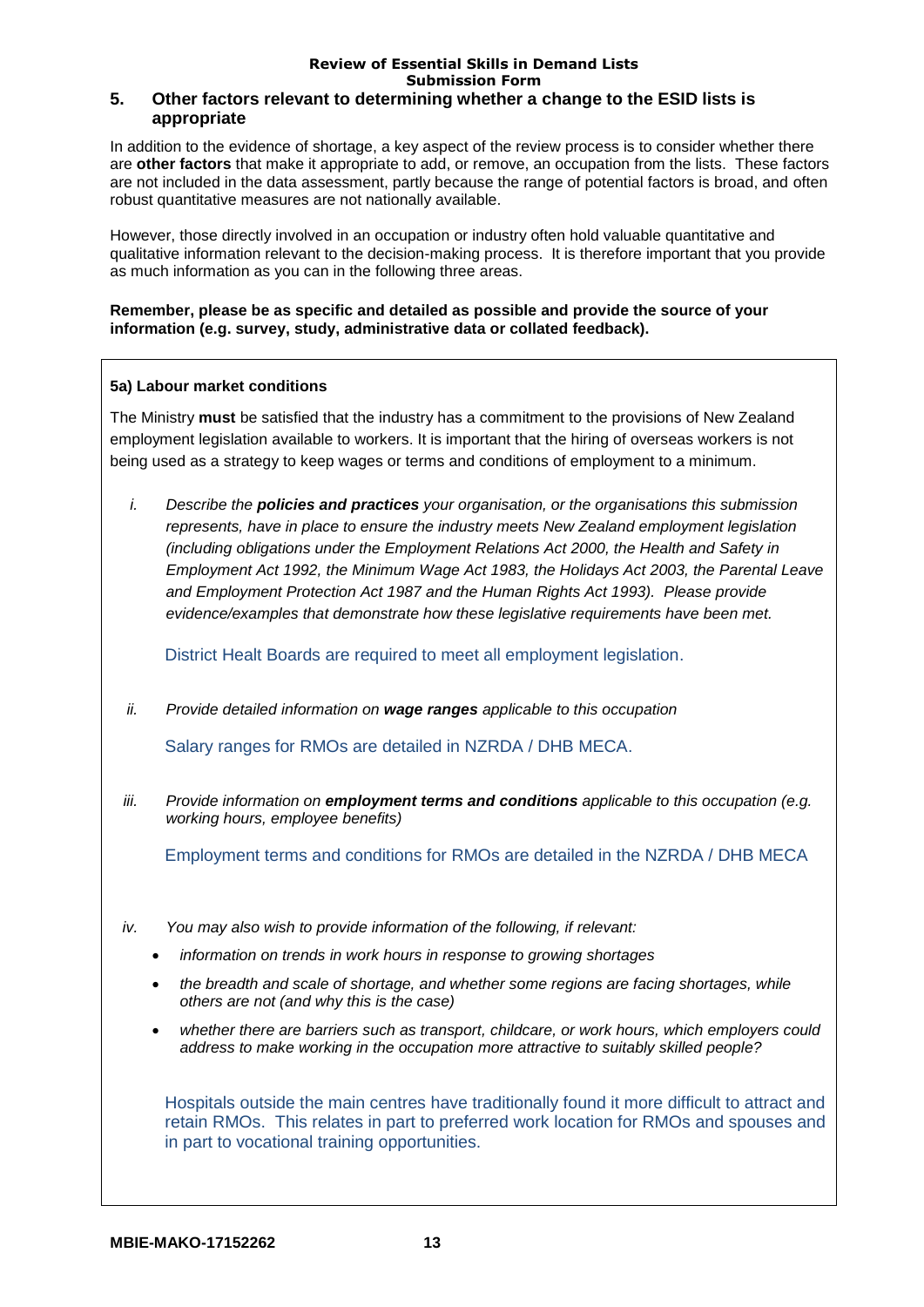## 5. Other factors relevant to determining whether a change to the ESID lists is appropriate

In addition to the evidence of shortage, a key aspect of the review process is to consider whether there are **other factors** that make it appropriate to add, or remove, an occupation from the lists. These factors are not included in the data assessment, partly because the range of potential factors is broad, and often robust quantitative measures are not nationally available.

However, those directly involved in an occupation or industry often hold valuable quantitative and qualitative information relevant to the decision-making process. It is therefore important that you provide as much information as you can in the following three areas.

**Remember, please be as specific and detailed as possible and provide the source of your information (e.g. survey, study, administrative data or collated feedback).**

### 5a) Labour market conditions

The Ministry **must** be satisfied that the industry has a commitment to the provisions of New Zealand employment legislation available to workers. It is important that the hiring of overseas workers is not being used as a strategy to keep wages or terms and conditions of employment to a minimum.

i. *Describe the **policies and practices** your organisation, or the organisations this submission represents, have in place to ensure the industry meets New Zealand employment legislation (including obligations under the Employment Relations Act 2000, the Health and Safety in Employment Act 1992, the Minimum Wage Act 1983, the Holidays Act 2003, the Parental Leave and Employment Protection Act 1987 and the Human Rights Act 1993). Please provide evidence/examples that demonstrate how these legislative requirements have been met.*

   District Healt Boards are required to meet all employment legislation.

ii. *Provide detailed information on **wage ranges** applicable to this occupation*

   Salary ranges for RMOs are detailed in NZRDA / DHB MECA.

iii. *Provide information on **employment terms and conditions** applicable to this occupation (e.g. working hours, employee benefits)*

   Employment terms and conditions for RMOs are detailed in the NZRDA / DHB MECA

iv. *You may also wish to provide information of the following, if relevant:*

   - *information on trends in work hours in response to growing shortages*
   - *the breadth and scale of shortage, and whether some regions are facing shortages, while others are not (and why this is the case)*
   - *whether there are barriers such as transport, childcare, or work hours, which employers could address to make working in the occupation more attractive to suitably skilled people?*

   Hospitals outside the main centres have traditionally found it more difficult to attract and retain RMOs. This relates in part to preferred work location for RMOs and spouses and in part to vocational training opportunities.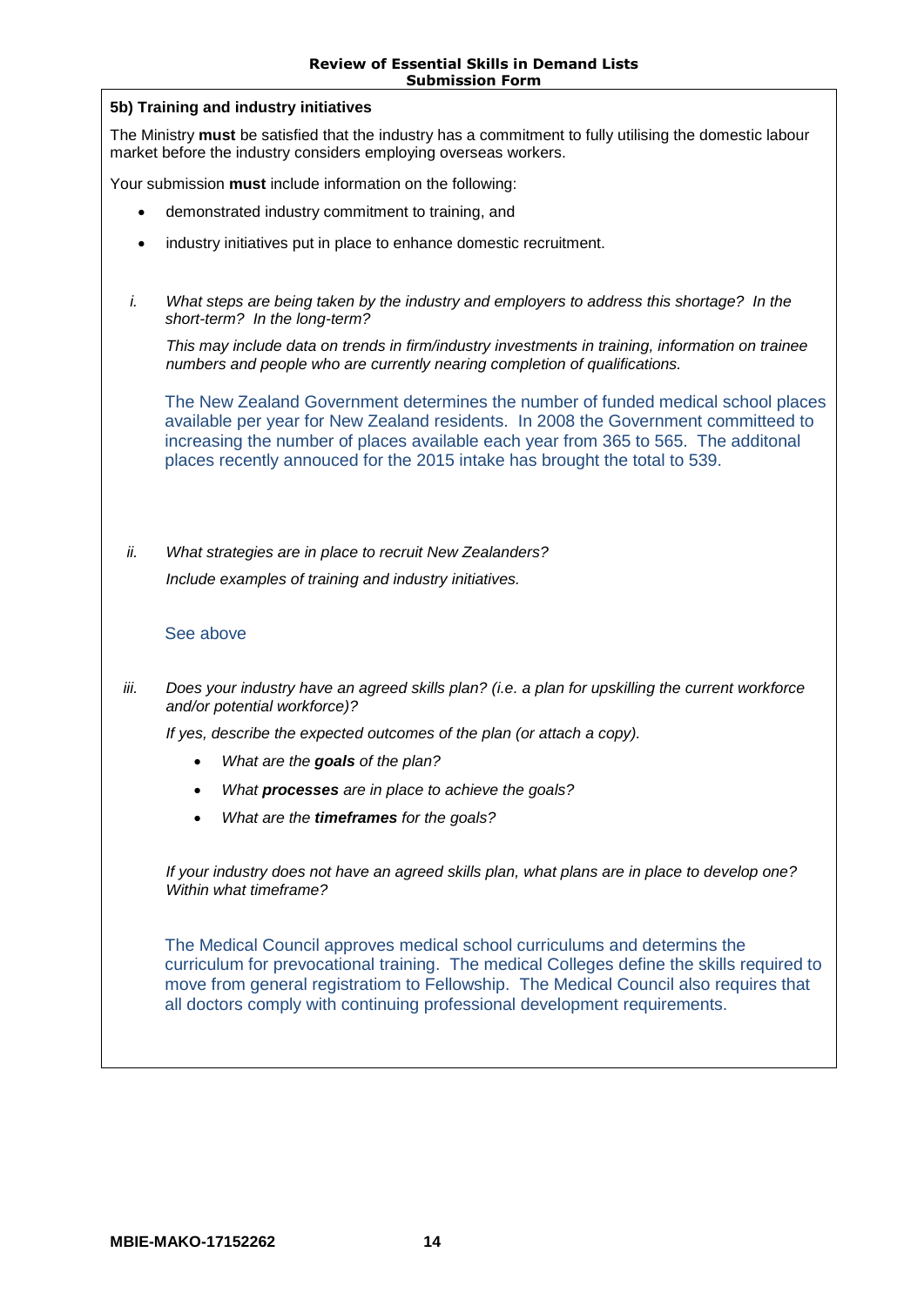### 5b) Training and industry initiatives

The Ministry **must** be satisfied that the industry has a commitment to fully utilising the domestic labour market before the industry considers employing overseas workers.

Your submission **must** include information on the following:

- demonstrated industry commitment to training, and
- industry initiatives put in place to enhance domestic recruitment.

i. *What steps are being taken by the industry and employers to address this shortage? In the short-term? In the long-term?*

   *This may include data on trends in firm/industry investments in training, information on trainee numbers and people who are currently nearing completion of qualifications.*

   The New Zealand Government determines the number of funded medical school places available per year for New Zealand residents. In 2008 the Government committed to increasing the number of places available each year from 365 to 565. The additonal places recently annouced for the 2015 intake has brought the total to 539.

ii. *What strategies are in place to recruit New Zealanders?*

   *Include examples of training and industry initiatives.*

   See above

iii. *Does your industry have an agreed skills plan? (i.e. a plan for upskilling the current workforce and/or potential workforce)?*

   *If yes, describe the expected outcomes of the plan (or attach a copy).*

   - *What are the **goals** of the plan?*
   - *What **processes** are in place to achieve the goals?*
   - *What are the **timeframes** for the goals?*

   *If your industry does not have an agreed skills plan, what plans are in place to develop one? Within what timeframe?*

   The Medical Council approves medical school curriculums and determins the curriculum for prevocational training. The medical Colleges define the skills required to move from general registratiom to Fellowship. The Medical Council also requires that all doctors comply with continuing professional development requirements.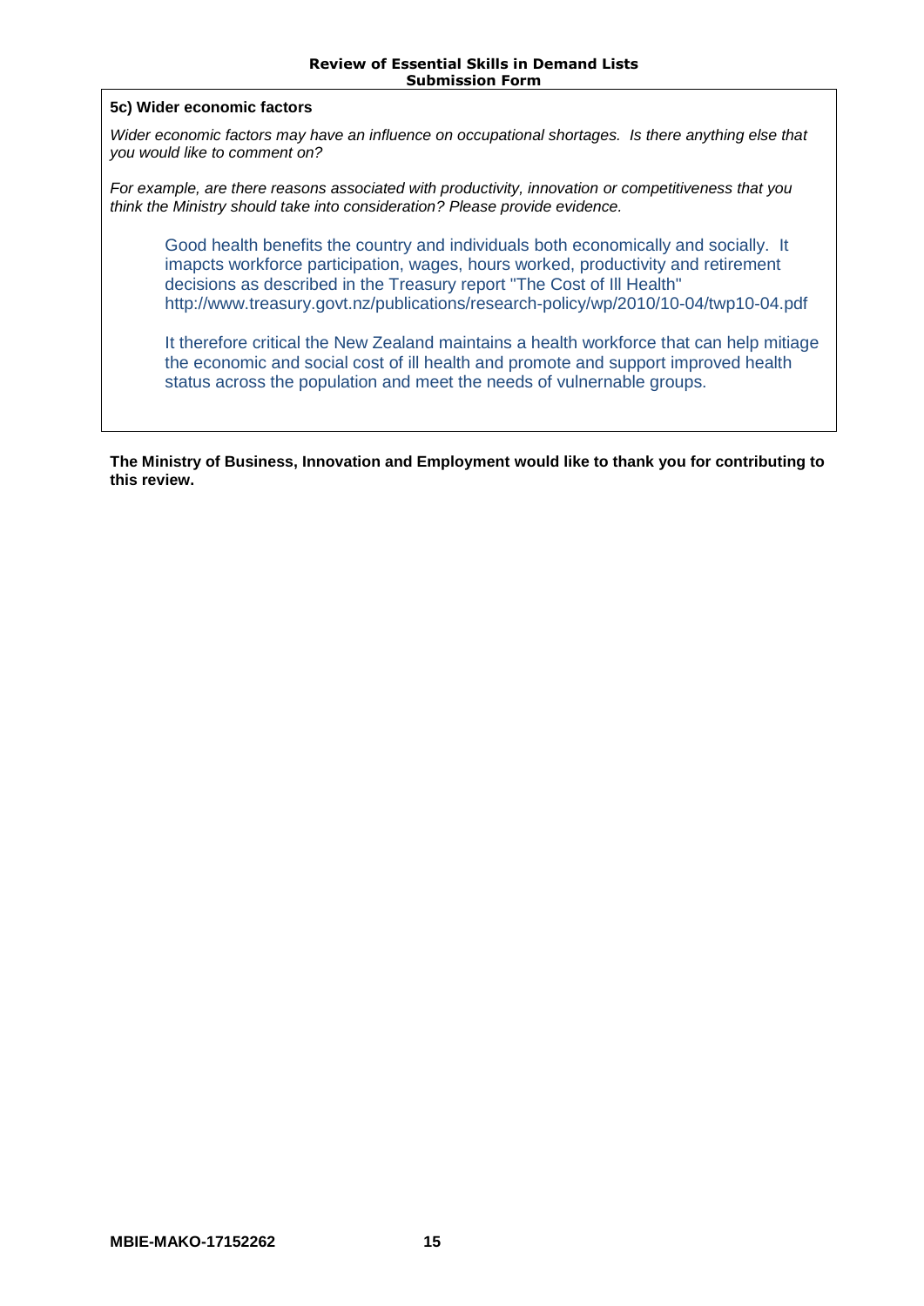**5c) Wider economic factors**

*Wider economic factors may have an influence on occupational shortages. Is there anything else that you would like to comment on?*

*For example, are there reasons associated with productivity, innovation or competitiveness that you think the Ministry should take into consideration? Please provide evidence.*

Good health benefits the country and individuals both economically and socially. It imapcts workforce participation, wages, hours worked, productivity and retirement decisions as described in the Treasury report "The Cost of Ill Health" http://www.treasury.govt.nz/publications/research-policy/wp/2010/10-04/twp10-04.pdf

It therefore critical the New Zealand maintains a health workforce that can help mitiage the economic and social cost of ill health and promote and support improved health status across the population and meet the needs of vulnernable groups.

**The Ministry of Business, Innovation and Employment would like to thank you for contributing to this review.**

**MBIE-MAKO-17152262**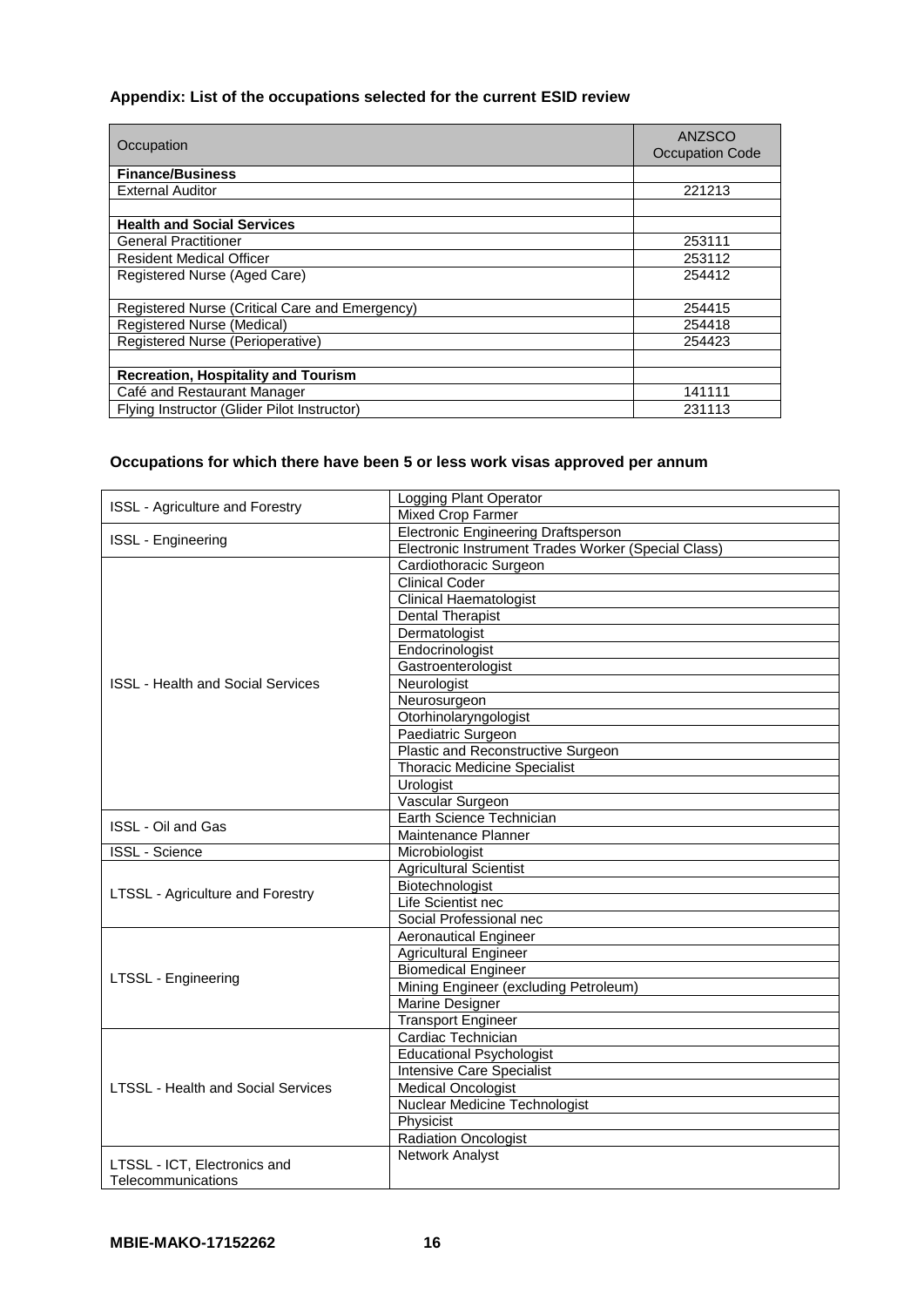**Appendix: List of the occupations selected for the current ESID review**

| Occupation | ANZSCO Occupation Code |
|---|---|
| **Finance/Business** | |
| External Auditor | 221213 |
| | |
| **Health and Social Services** | |
| General Practitioner | 253111 |
| Resident Medical Officer | 253112 |
| Registered Nurse (Aged Care) | 254412 |
| Registered Nurse (Critical Care and Emergency) | 254415 |
| Registered Nurse (Medical) | 254418 |
| Registered Nurse (Perioperative) | 254423 |
| | |
| **Recreation, Hospitality and Tourism** | |
| Café and Restaurant Manager | 141111 |
| Flying Instructor (Glider Pilot Instructor) | 231113 |

**Occupations for which there have been 5 or less work visas approved per annum**

| | |
|---|---|
| ISSL - Agriculture and Forestry | Logging Plant Operator |
| | Mixed Crop Farmer |
| ISSL - Engineering | Electronic Engineering Draftsperson |
| | Electronic Instrument Trades Worker (Special Class) |
| ISSL - Health and Social Services | Cardiothoracic Surgeon |
| | Clinical Coder |
| | Clinical Haematologist |
| | Dental Therapist |
| | Dermatologist |
| | Endocrinologist |
| | Gastroenterologist |
| | Neurologist |
| | Neurosurgeon |
| | Otorhinolaryngologist |
| | Paediatric Surgeon |
| | Plastic and Reconstructive Surgeon |
| | Thoracic Medicine Specialist |
| | Urologist |
| | Vascular Surgeon |
| ISSL - Oil and Gas | Earth Science Technician |
| | Maintenance Planner |
| ISSL - Science | Microbiologist |
| LTSSL - Agriculture and Forestry | Agricultural Scientist |
| | Biotechnologist |
| | Life Scientist nec |
| | Social Professional nec |
| LTSSL - Engineering | Aeronautical Engineer |
| | Agricultural Engineer |
| | Biomedical Engineer |
| | Mining Engineer (excluding Petroleum) |
| | Marine Designer |
| | Transport Engineer |
| LTSSL - Health and Social Services | Cardiac Technician |
| | Educational Psychologist |
| | Intensive Care Specialist |
| | Medical Oncologist |
| | Nuclear Medicine Technologist |
| | Physicist |
| | Radiation Oncologist |
| LTSSL - ICT, Electronics and Telecommunications | Network Analyst |

MBIE-MAKO-17152262